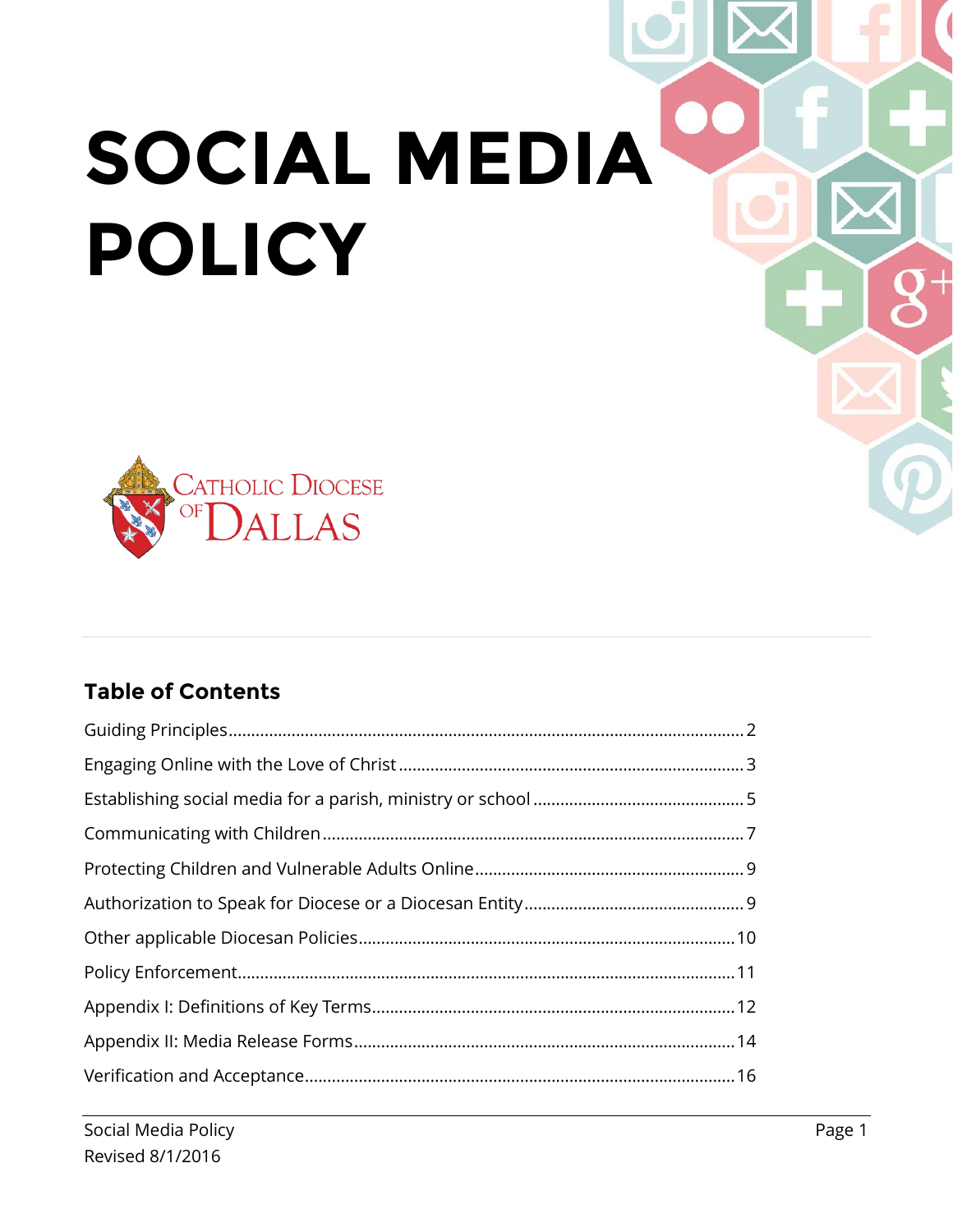# SOCIAL MEDIA POLICY

CATHOLIC DIOCESE OF DALLAS

## Table of Contents

- Guiding Principles .... 2
- Engaging Online with the Love of Christ .... 3
- Establishing social media for a parish, ministry or school .... 5
- Communicating with Children .... 7
- Protecting Children and Vulnerable Adults Online .... 9
- Authorization to Speak for Diocese or a Diocesan Entity .... 9
- Other applicable Diocesan Policies .... 10
- Policy Enforcement .... 11
- Appendix I: Definitions of Key Terms .... 12
- Appendix II: Media Release Forms .... 14
- Verification and Acceptance .... 16

Social Media Policy
Revised 8/1/2016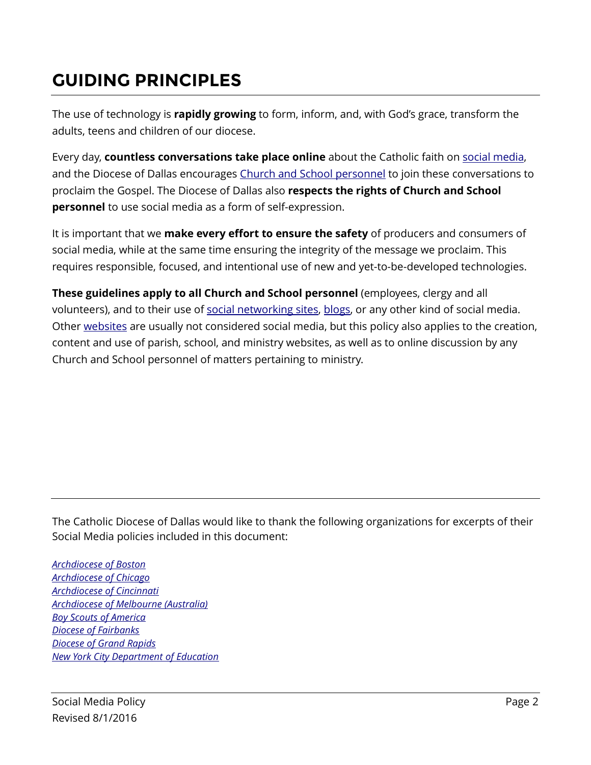# GUIDING PRINCIPLES

The use of technology is **rapidly growing** to form, inform, and, with God's grace, transform the adults, teens and children of our diocese.

Every day, **countless conversations take place online** about the Catholic faith on social media, and the Diocese of Dallas encourages Church and School personnel to join these conversations to proclaim the Gospel. The Diocese of Dallas also **respects the rights of Church and School personnel** to use social media as a form of self-expression.

It is important that we **make every effort to ensure the safety** of producers and consumers of social media, while at the same time ensuring the integrity of the message we proclaim. This requires responsible, focused, and intentional use of new and yet-to-be-developed technologies.

**These guidelines apply to all Church and School personnel** (employees, clergy and all volunteers), and to their use of social networking sites, blogs, or any other kind of social media. Other websites are usually not considered social media, but this policy also applies to the creation, content and use of parish, school, and ministry websites, as well as to online discussion by any Church and School personnel of matters pertaining to ministry.

---

The Catholic Diocese of Dallas would like to thank the following organizations for excerpts of their Social Media policies included in this document:

*Archdiocese of Boston*
*Archdiocese of Chicago*
*Archdiocese of Cincinnati*
*Archdiocese of Melbourne (Australia)*
*Boy Scouts of America*
*Diocese of Fairbanks*
*Diocese of Grand Rapids*
*New York City Department of Education*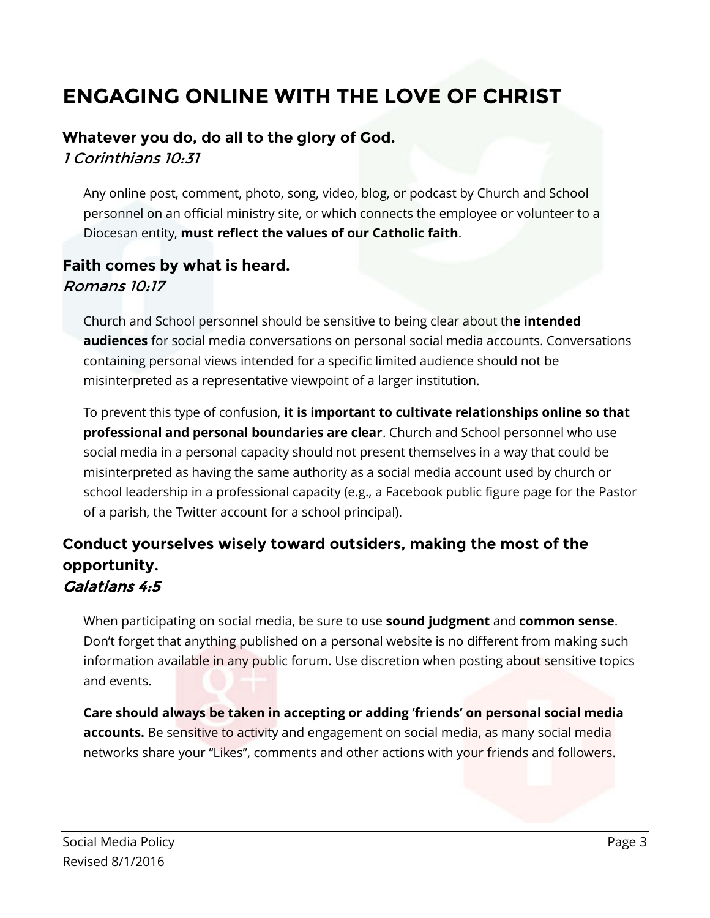# ENGAGING ONLINE WITH THE LOVE OF CHRIST

### Whatever you do, do all to the glory of God.
*1 Corinthians 10:31*

Any online post, comment, photo, song, video, blog, or podcast by Church and School personnel on an official ministry site, or which connects the employee or volunteer to a Diocesan entity, **must reflect the values of our Catholic faith**.

### Faith comes by what is heard.
*Romans 10:17*

Church and School personnel should be sensitive to being clear about th**e intended audiences** for social media conversations on personal social media accounts. Conversations containing personal views intended for a specific limited audience should not be misinterpreted as a representative viewpoint of a larger institution.

To prevent this type of confusion, **it is important to cultivate relationships online so that professional and personal boundaries are clear**. Church and School personnel who use social media in a personal capacity should not present themselves in a way that could be misinterpreted as having the same authority as a social media account used by church or school leadership in a professional capacity (e.g., a Facebook public figure page for the Pastor of a parish, the Twitter account for a school principal).

### Conduct yourselves wisely toward outsiders, making the most of the opportunity.
***Galatians 4:5***

When participating on social media, be sure to use **sound judgment** and **common sense**. Don't forget that anything published on a personal website is no different from making such information available in any public forum. Use discretion when posting about sensitive topics and events.

**Care should always be taken in accepting or adding 'friends' on personal social media accounts.** Be sensitive to activity and engagement on social media, as many social media networks share your "Likes", comments and other actions with your friends and followers.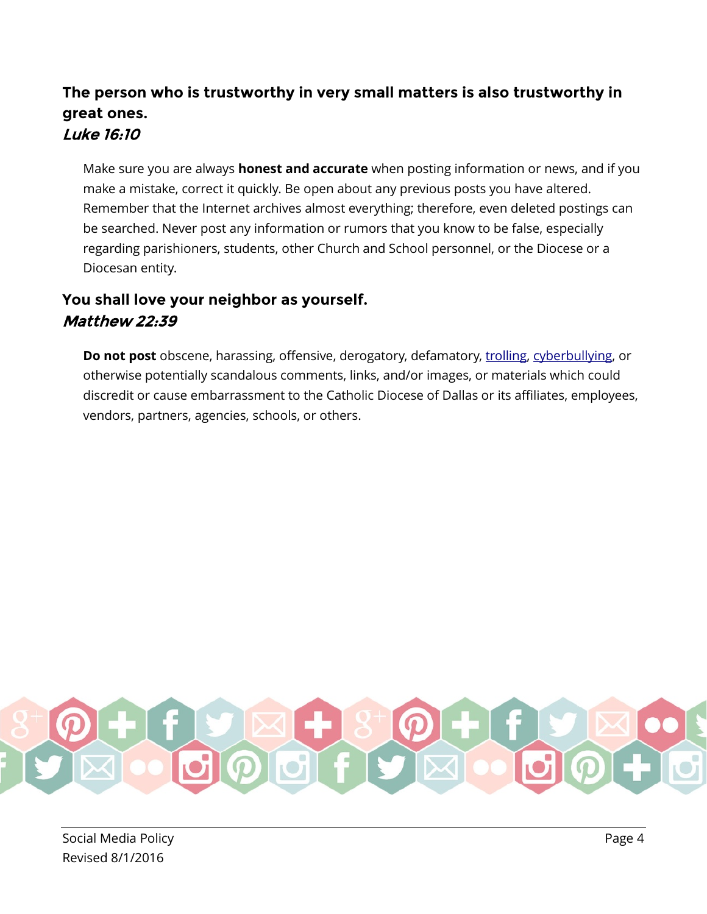### The person who is trustworthy in very small matters is also trustworthy in great ones.
### *Luke 16:10*

Make sure you are always **honest and accurate** when posting information or news, and if you make a mistake, correct it quickly. Be open about any previous posts you have altered. Remember that the Internet archives almost everything; therefore, even deleted postings can be searched. Never post any information or rumors that you know to be false, especially regarding parishioners, students, other Church and School personnel, or the Diocese or a Diocesan entity.

### You shall love your neighbor as yourself.
### *Matthew 22:39*

**Do not post** obscene, harassing, offensive, derogatory, defamatory, trolling, cyberbullying, or otherwise potentially scandalous comments, links, and/or images, or materials which could discredit or cause embarrassment to the Catholic Diocese of Dallas or its affiliates, employees, vendors, partners, agencies, schools, or others.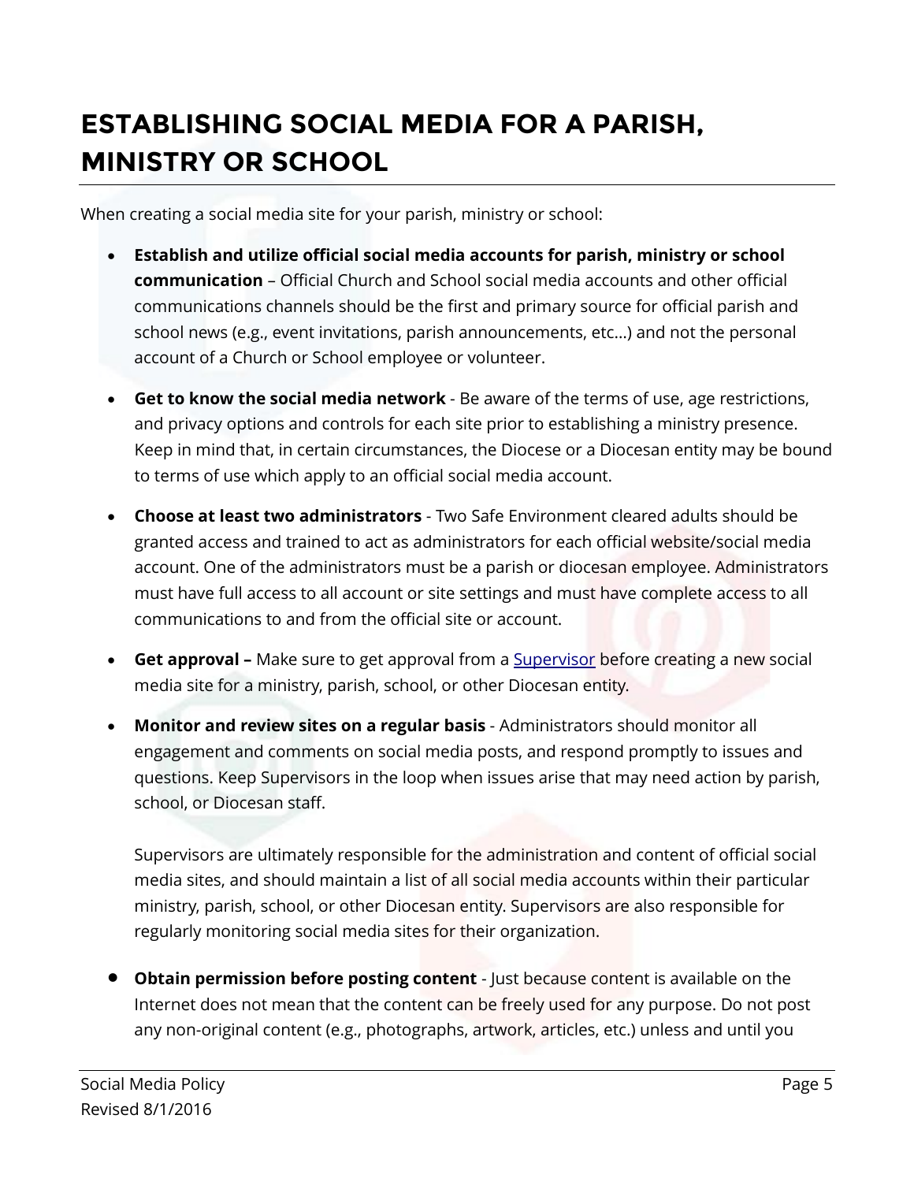# ESTABLISHING SOCIAL MEDIA FOR A PARISH, MINISTRY OR SCHOOL

When creating a social media site for your parish, ministry or school:

- **Establish and utilize official social media accounts for parish, ministry or school communication** – Official Church and School social media accounts and other official communications channels should be the first and primary source for official parish and school news (e.g., event invitations, parish announcements, etc…) and not the personal account of a Church or School employee or volunteer.

- **Get to know the social media network** - Be aware of the terms of use, age restrictions, and privacy options and controls for each site prior to establishing a ministry presence. Keep in mind that, in certain circumstances, the Diocese or a Diocesan entity may be bound to terms of use which apply to an official social media account.

- **Choose at least two administrators** - Two Safe Environment cleared adults should be granted access and trained to act as administrators for each official website/social media account. One of the administrators must be a parish or diocesan employee. Administrators must have full access to all account or site settings and must have complete access to all communications to and from the official site or account.

- **Get approval –** Make sure to get approval from a Supervisor before creating a new social media site for a ministry, parish, school, or other Diocesan entity.

- **Monitor and review sites on a regular basis** - Administrators should monitor all engagement and comments on social media posts, and respond promptly to issues and questions. Keep Supervisors in the loop when issues arise that may need action by parish, school, or Diocesan staff.

  Supervisors are ultimately responsible for the administration and content of official social media sites, and should maintain a list of all social media accounts within their particular ministry, parish, school, or other Diocesan entity. Supervisors are also responsible for regularly monitoring social media sites for their organization.

- **Obtain permission before posting content** - Just because content is available on the Internet does not mean that the content can be freely used for any purpose. Do not post any non-original content (e.g., photographs, artwork, articles, etc.) unless and until you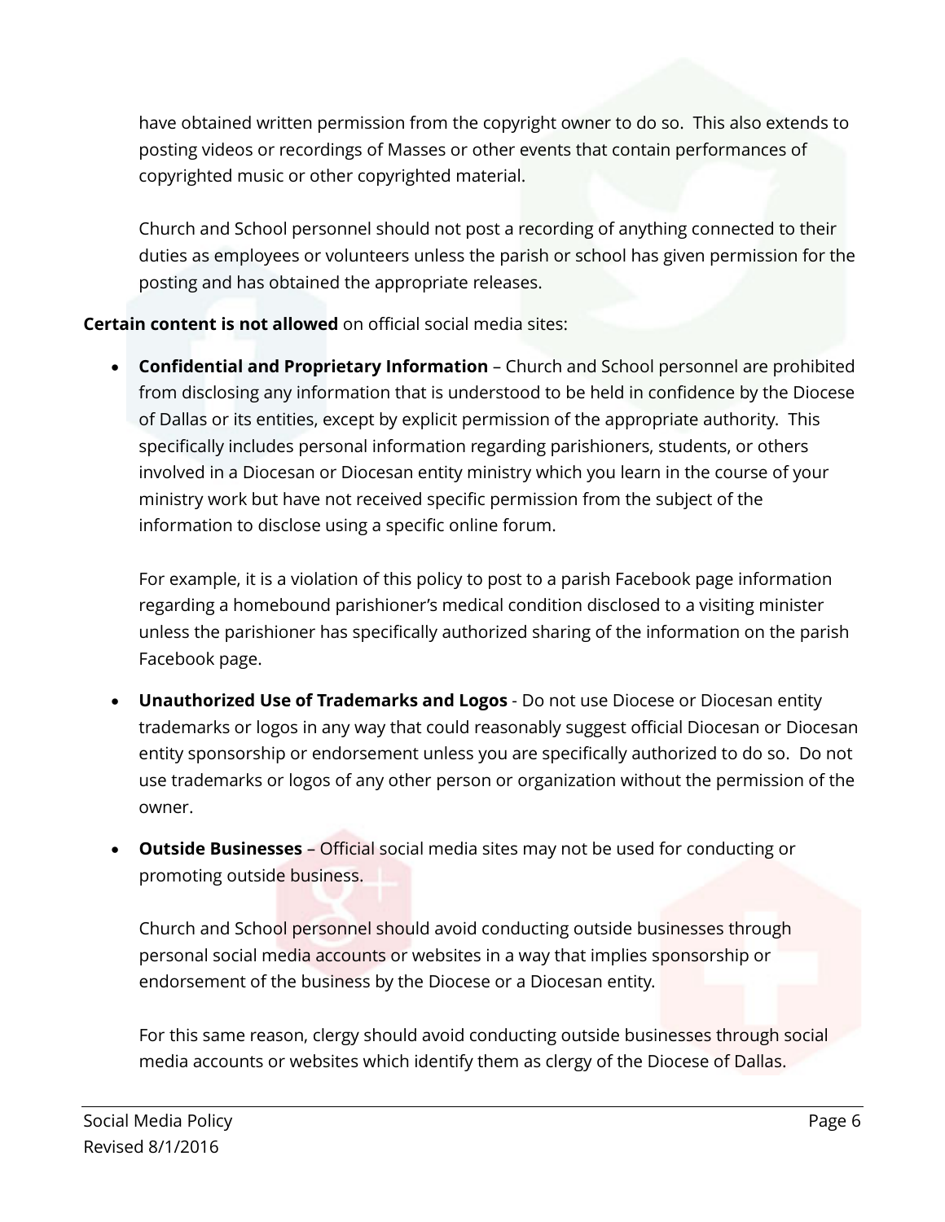have obtained written permission from the copyright owner to do so. This also extends to posting videos or recordings of Masses or other events that contain performances of copyrighted music or other copyrighted material.

Church and School personnel should not post a recording of anything connected to their duties as employees or volunteers unless the parish or school has given permission for the posting and has obtained the appropriate releases.

**Certain content is not allowed** on official social media sites:

- **Confidential and Proprietary Information** – Church and School personnel are prohibited from disclosing any information that is understood to be held in confidence by the Diocese of Dallas or its entities, except by explicit permission of the appropriate authority. This specifically includes personal information regarding parishioners, students, or others involved in a Diocesan or Diocesan entity ministry which you learn in the course of your ministry work but have not received specific permission from the subject of the information to disclose using a specific online forum.

  For example, it is a violation of this policy to post to a parish Facebook page information regarding a homebound parishioner's medical condition disclosed to a visiting minister unless the parishioner has specifically authorized sharing of the information on the parish Facebook page.

- **Unauthorized Use of Trademarks and Logos** - Do not use Diocese or Diocesan entity trademarks or logos in any way that could reasonably suggest official Diocesan or Diocesan entity sponsorship or endorsement unless you are specifically authorized to do so. Do not use trademarks or logos of any other person or organization without the permission of the owner.

- **Outside Businesses** – Official social media sites may not be used for conducting or promoting outside business.

  Church and School personnel should avoid conducting outside businesses through personal social media accounts or websites in a way that implies sponsorship or endorsement of the business by the Diocese or a Diocesan entity.

  For this same reason, clergy should avoid conducting outside businesses through social media accounts or websites which identify them as clergy of the Diocese of Dallas.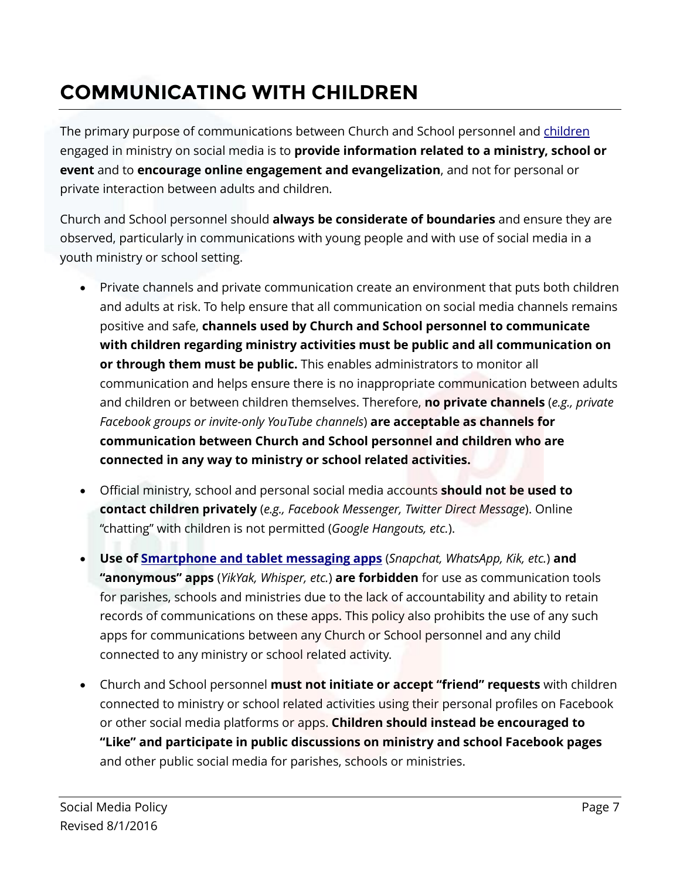# COMMUNICATING WITH CHILDREN

The primary purpose of communications between Church and School personnel and children engaged in ministry on social media is to **provide information related to a ministry, school or event** and to **encourage online engagement and evangelization**, and not for personal or private interaction between adults and children.

Church and School personnel should **always be considerate of boundaries** and ensure they are observed, particularly in communications with young people and with use of social media in a youth ministry or school setting.

- Private channels and private communication create an environment that puts both children and adults at risk. To help ensure that all communication on social media channels remains positive and safe, **channels used by Church and School personnel to communicate with children regarding ministry activities must be public and all communication on or through them must be public.** This enables administrators to monitor all communication and helps ensure there is no inappropriate communication between adults and children or between children themselves. Therefore, **no private channels** (*e.g., private Facebook groups or invite-only YouTube channels*) **are acceptable as channels for communication between Church and School personnel and children who are connected in any way to ministry or school related activities.**
- Official ministry, school and personal social media accounts **should not be used to contact children privately** (*e.g., Facebook Messenger, Twitter Direct Message*). Online "chatting" with children is not permitted (*Google Hangouts, etc.*).
- **Use of Smartphone and tablet messaging apps** (*Snapchat, WhatsApp, Kik, etc.*) **and "anonymous" apps** (*YikYak, Whisper, etc.*) **are forbidden** for use as communication tools for parishes, schools and ministries due to the lack of accountability and ability to retain records of communications on these apps. This policy also prohibits the use of any such apps for communications between any Church or School personnel and any child connected to any ministry or school related activity.
- Church and School personnel **must not initiate or accept "friend" requests** with children connected to ministry or school related activities using their personal profiles on Facebook or other social media platforms or apps. **Children should instead be encouraged to "Like" and participate in public discussions on ministry and school Facebook pages** and other public social media for parishes, schools or ministries.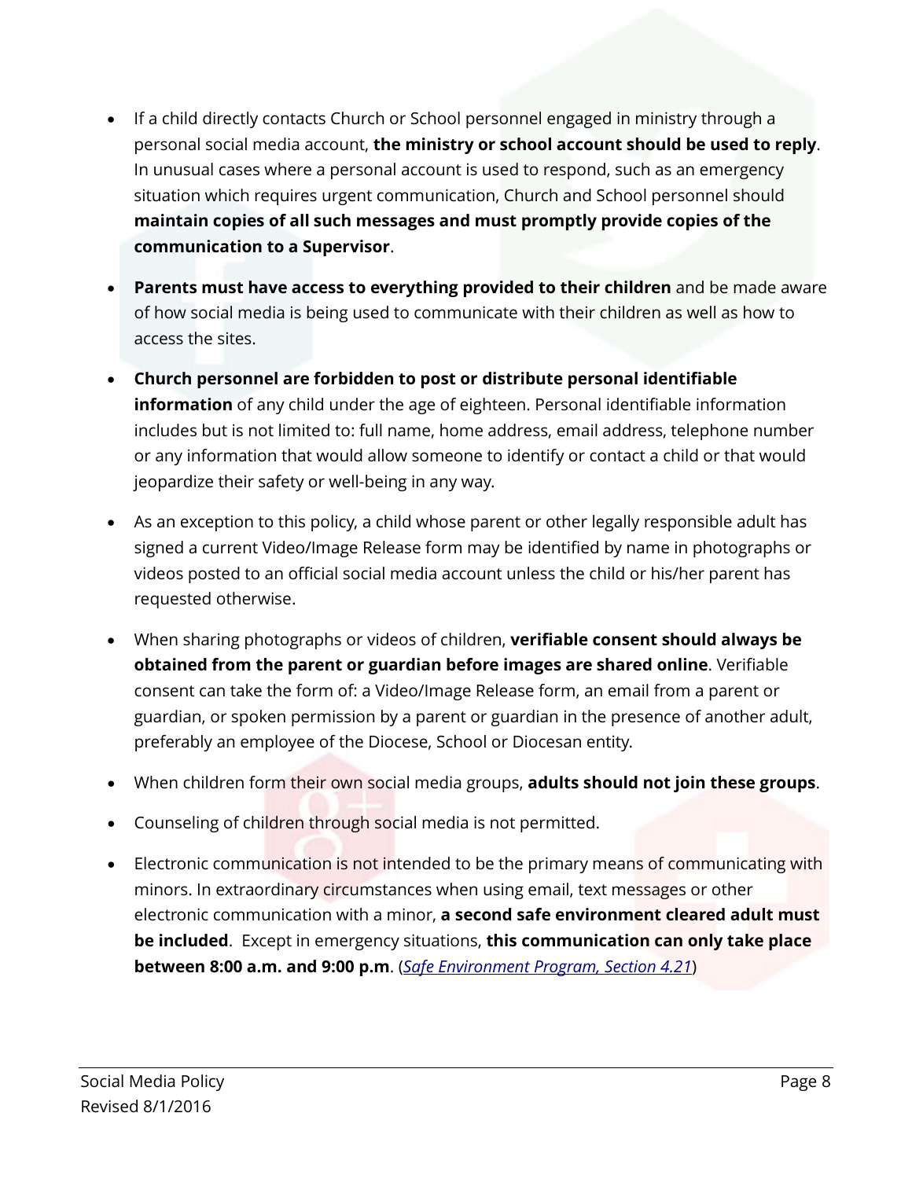- If a child directly contacts Church or School personnel engaged in ministry through a personal social media account, **the ministry or school account should be used to reply**. In unusual cases where a personal account is used to respond, such as an emergency situation which requires urgent communication, Church and School personnel should **maintain copies of all such messages and must promptly provide copies of the communication to a Supervisor**.
- **Parents must have access to everything provided to their children** and be made aware of how social media is being used to communicate with their children as well as how to access the sites.
- **Church personnel are forbidden to post or distribute personal identifiable information** of any child under the age of eighteen. Personal identifiable information includes but is not limited to: full name, home address, email address, telephone number or any information that would allow someone to identify or contact a child or that would jeopardize their safety or well-being in any way.
- As an exception to this policy, a child whose parent or other legally responsible adult has signed a current Video/Image Release form may be identified by name in photographs or videos posted to an official social media account unless the child or his/her parent has requested otherwise.
- When sharing photographs or videos of children, **verifiable consent should always be obtained from the parent or guardian before images are shared online**. Verifiable consent can take the form of: a Video/Image Release form, an email from a parent or guardian, or spoken permission by a parent or guardian in the presence of another adult, preferably an employee of the Diocese, School or Diocesan entity.
- When children form their own social media groups, **adults should not join these groups**.
- Counseling of children through social media is not permitted.
- Electronic communication is not intended to be the primary means of communicating with minors. In extraordinary circumstances when using email, text messages or other electronic communication with a minor, **a second safe environment cleared adult must be included**. Except in emergency situations, **this communication can only take place between 8:00 a.m. and 9:00 p.m**. (*Safe Environment Program, Section 4.21*)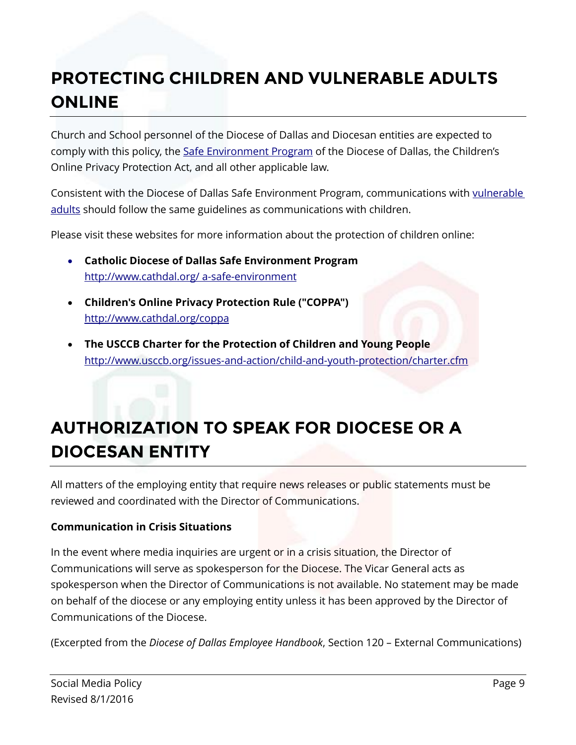# PROTECTING CHILDREN AND VULNERABLE ADULTS ONLINE

Church and School personnel of the Diocese of Dallas and Diocesan entities are expected to comply with this policy, the Safe Environment Program of the Diocese of Dallas, the Children's Online Privacy Protection Act, and all other applicable law.

Consistent with the Diocese of Dallas Safe Environment Program, communications with vulnerable adults should follow the same guidelines as communications with children.

Please visit these websites for more information about the protection of children online:

- **Catholic Diocese of Dallas Safe Environment Program**
  http://www.cathdal.org/ a-safe-environment
- **Children's Online Privacy Protection Rule ("COPPA")**
  http://www.cathdal.org/coppa
- **The USCCB Charter for the Protection of Children and Young People**
  http://www.usccb.org/issues-and-action/child-and-youth-protection/charter.cfm

# AUTHORIZATION TO SPEAK FOR DIOCESE OR A DIOCESAN ENTITY

All matters of the employing entity that require news releases or public statements must be reviewed and coordinated with the Director of Communications.

**Communication in Crisis Situations**

In the event where media inquiries are urgent or in a crisis situation, the Director of Communications will serve as spokesperson for the Diocese. The Vicar General acts as spokesperson when the Director of Communications is not available. No statement may be made on behalf of the diocese or any employing entity unless it has been approved by the Director of Communications of the Diocese.

(Excerpted from the *Diocese of Dallas Employee Handbook*, Section 120 – External Communications)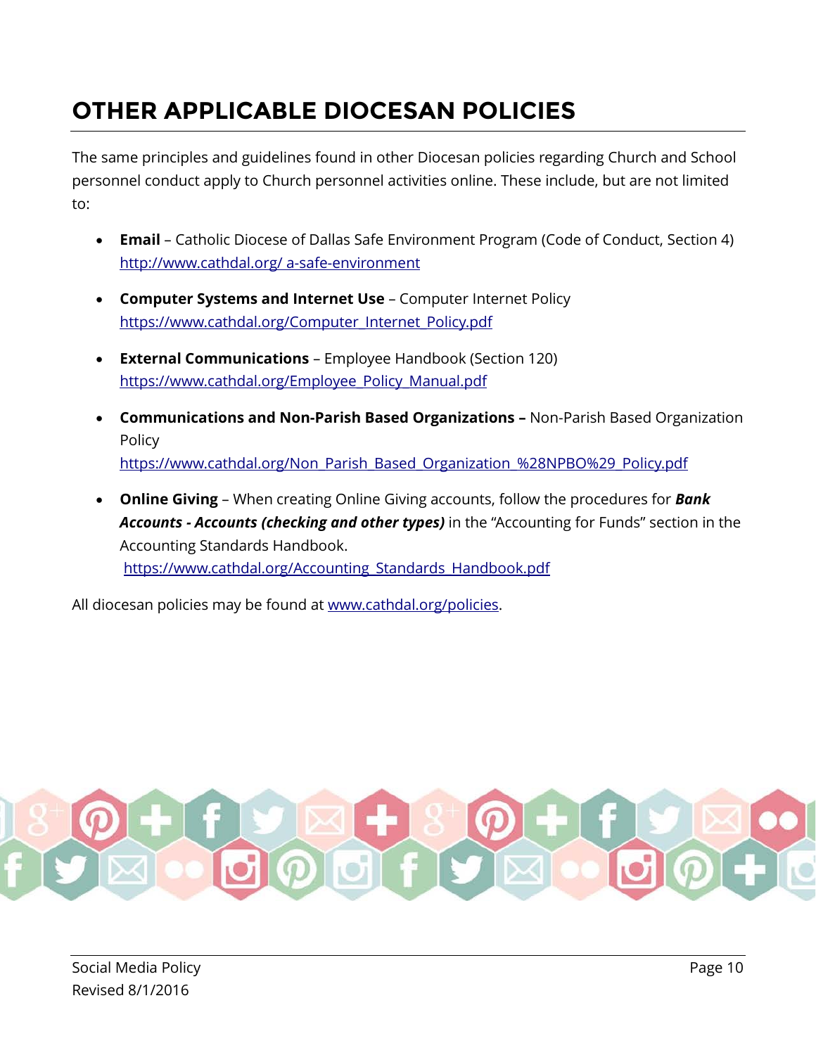# OTHER APPLICABLE DIOCESAN POLICIES

The same principles and guidelines found in other Diocesan policies regarding Church and School personnel conduct apply to Church personnel activities online. These include, but are not limited to:

- **Email** – Catholic Diocese of Dallas Safe Environment Program (Code of Conduct, Section 4) http://www.cathdal.org/ a-safe-environment

- **Computer Systems and Internet Use** – Computer Internet Policy https://www.cathdal.org/Computer_Internet_Policy.pdf

- **External Communications** – Employee Handbook (Section 120) https://www.cathdal.org/Employee_Policy_Manual.pdf

- **Communications and Non-Parish Based Organizations –** Non-Parish Based Organization Policy https://www.cathdal.org/Non_Parish_Based_Organization_%28NPBO%29_Policy.pdf

- **Online Giving** – When creating Online Giving accounts, follow the procedures for ***Bank Accounts - Accounts (checking and other types)*** in the "Accounting for Funds" section in the Accounting Standards Handbook. https://www.cathdal.org/Accounting_Standards_Handbook.pdf

All diocesan policies may be found at www.cathdal.org/policies.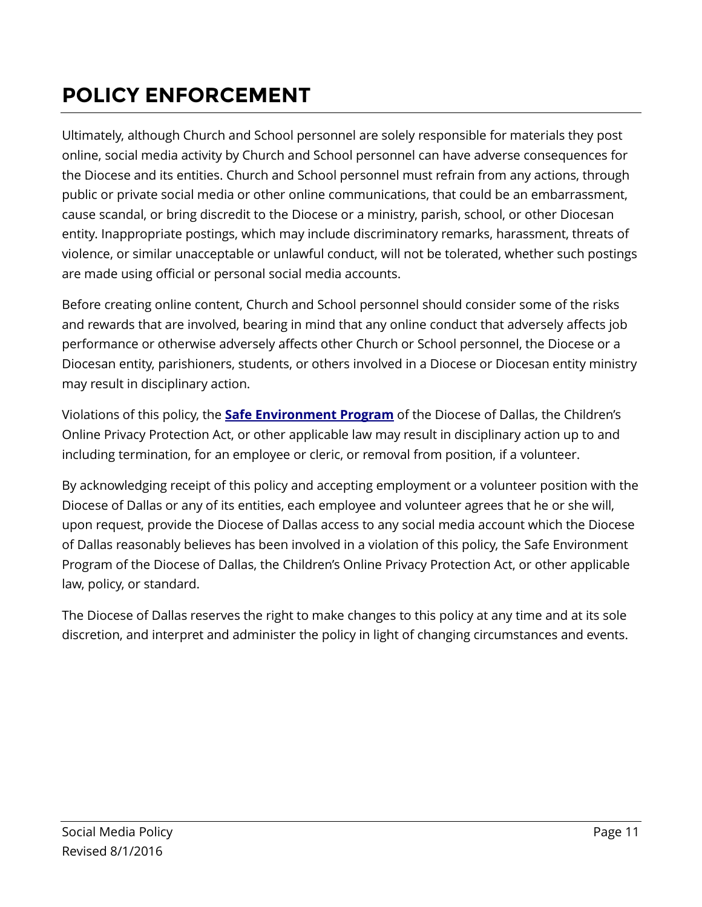# POLICY ENFORCEMENT

Ultimately, although Church and School personnel are solely responsible for materials they post online, social media activity by Church and School personnel can have adverse consequences for the Diocese and its entities. Church and School personnel must refrain from any actions, through public or private social media or other online communications, that could be an embarrassment, cause scandal, or bring discredit to the Diocese or a ministry, parish, school, or other Diocesan entity. Inappropriate postings, which may include discriminatory remarks, harassment, threats of violence, or similar unacceptable or unlawful conduct, will not be tolerated, whether such postings are made using official or personal social media accounts.

Before creating online content, Church and School personnel should consider some of the risks and rewards that are involved, bearing in mind that any online conduct that adversely affects job performance or otherwise adversely affects other Church or School personnel, the Diocese or a Diocesan entity, parishioners, students, or others involved in a Diocese or Diocesan entity ministry may result in disciplinary action.

Violations of this policy, the **Safe Environment Program** of the Diocese of Dallas, the Children's Online Privacy Protection Act, or other applicable law may result in disciplinary action up to and including termination, for an employee or cleric, or removal from position, if a volunteer.

By acknowledging receipt of this policy and accepting employment or a volunteer position with the Diocese of Dallas or any of its entities, each employee and volunteer agrees that he or she will, upon request, provide the Diocese of Dallas access to any social media account which the Diocese of Dallas reasonably believes has been involved in a violation of this policy, the Safe Environment Program of the Diocese of Dallas, the Children's Online Privacy Protection Act, or other applicable law, policy, or standard.

The Diocese of Dallas reserves the right to make changes to this policy at any time and at its sole discretion, and interpret and administer the policy in light of changing circumstances and events.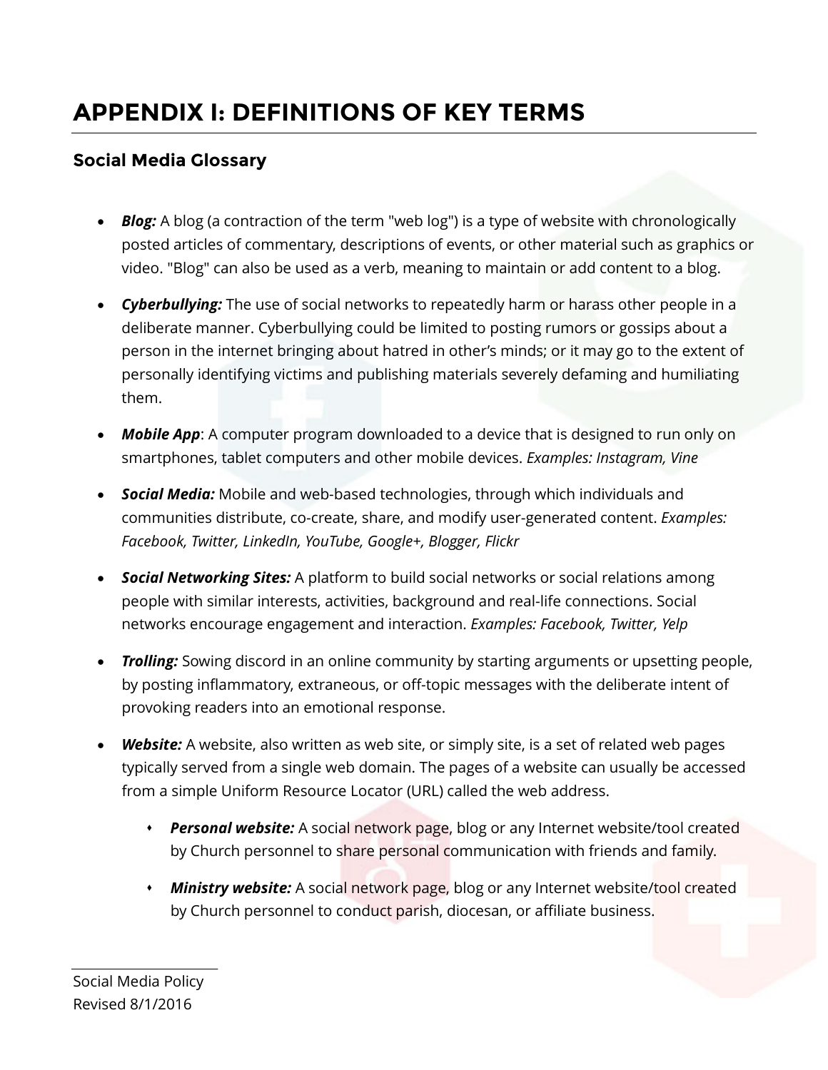# APPENDIX I: DEFINITIONS OF KEY TERMS

## Social Media Glossary

- ***Blog:*** A blog (a contraction of the term "web log") is a type of website with chronologically posted articles of commentary, descriptions of events, or other material such as graphics or video. "Blog" can also be used as a verb, meaning to maintain or add content to a blog.

- ***Cyberbullying:*** The use of social networks to repeatedly harm or harass other people in a deliberate manner. Cyberbullying could be limited to posting rumors or gossips about a person in the internet bringing about hatred in other's minds; or it may go to the extent of personally identifying victims and publishing materials severely defaming and humiliating them.

- ***Mobile App***: A computer program downloaded to a device that is designed to run only on smartphones, tablet computers and other mobile devices. *Examples: Instagram, Vine*

- ***Social Media:*** Mobile and web-based technologies, through which individuals and communities distribute, co-create, share, and modify user-generated content. *Examples: Facebook, Twitter, LinkedIn, YouTube, Google+, Blogger, Flickr*

- ***Social Networking Sites:*** A platform to build social networks or social relations among people with similar interests, activities, background and real-life connections. Social networks encourage engagement and interaction. *Examples: Facebook, Twitter, Yelp*

- ***Trolling:*** Sowing discord in an online community by starting arguments or upsetting people, by posting inflammatory, extraneous, or off-topic messages with the deliberate intent of provoking readers into an emotional response.

- ***Website:*** A website, also written as web site, or simply site, is a set of related web pages typically served from a single web domain. The pages of a website can usually be accessed from a simple Uniform Resource Locator (URL) called the web address.

  - ***Personal website:*** A social network page, blog or any Internet website/tool created by Church personnel to share personal communication with friends and family.

  - ***Ministry website:*** A social network page, blog or any Internet website/tool created by Church personnel to conduct parish, diocesan, or affiliate business.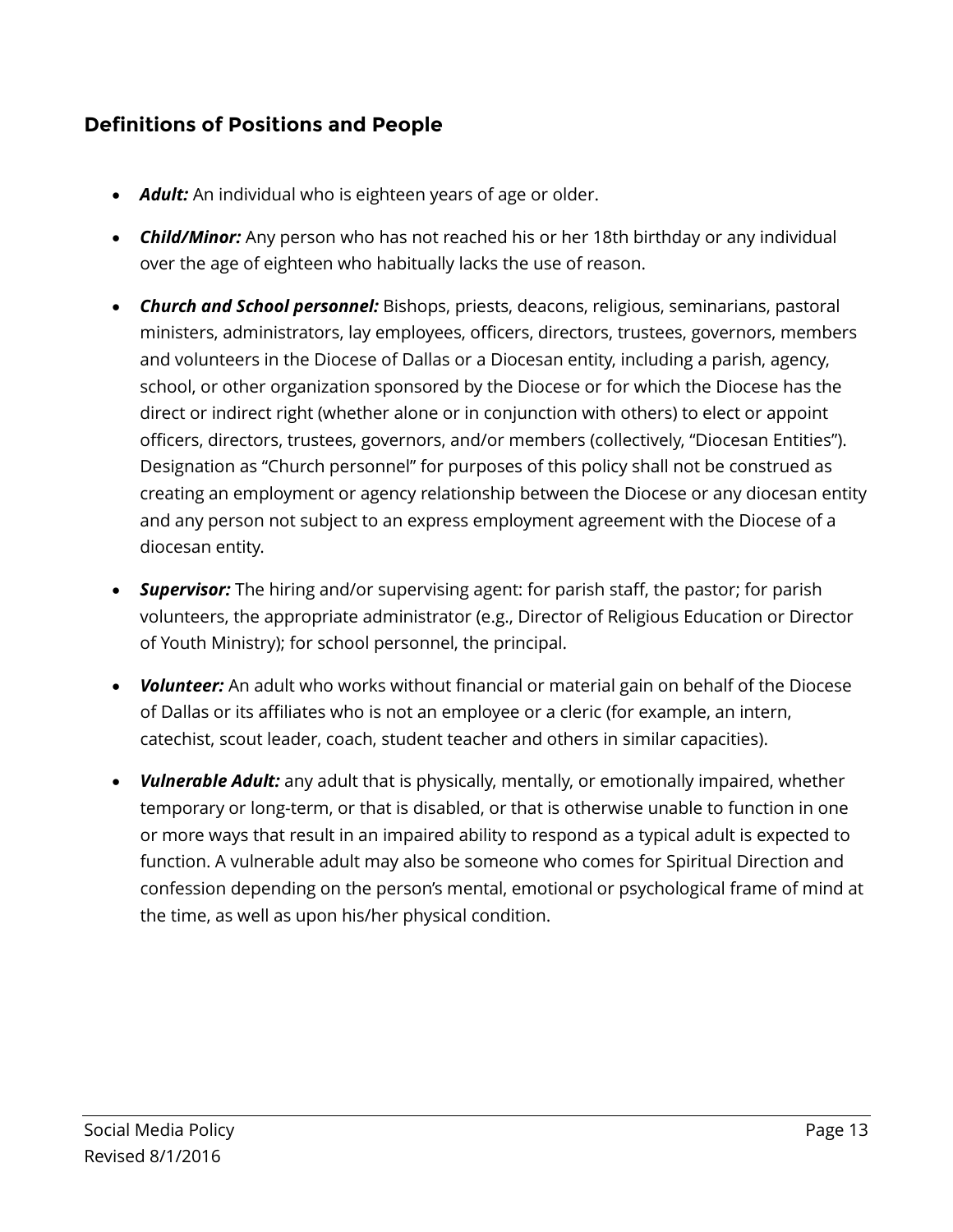## Definitions of Positions and People

- ***Adult:*** An individual who is eighteen years of age or older.
- ***Child/Minor:*** Any person who has not reached his or her 18th birthday or any individual over the age of eighteen who habitually lacks the use of reason.
- ***Church and School personnel:*** Bishops, priests, deacons, religious, seminarians, pastoral ministers, administrators, lay employees, officers, directors, trustees, governors, members and volunteers in the Diocese of Dallas or a Diocesan entity, including a parish, agency, school, or other organization sponsored by the Diocese or for which the Diocese has the direct or indirect right (whether alone or in conjunction with others) to elect or appoint officers, directors, trustees, governors, and/or members (collectively, "Diocesan Entities"). Designation as "Church personnel" for purposes of this policy shall not be construed as creating an employment or agency relationship between the Diocese or any diocesan entity and any person not subject to an express employment agreement with the Diocese of a diocesan entity.
- ***Supervisor:*** The hiring and/or supervising agent: for parish staff, the pastor; for parish volunteers, the appropriate administrator (e.g., Director of Religious Education or Director of Youth Ministry); for school personnel, the principal.
- ***Volunteer:*** An adult who works without financial or material gain on behalf of the Diocese of Dallas or its affiliates who is not an employee or a cleric (for example, an intern, catechist, scout leader, coach, student teacher and others in similar capacities).
- ***Vulnerable Adult:*** any adult that is physically, mentally, or emotionally impaired, whether temporary or long-term, or that is disabled, or that is otherwise unable to function in one or more ways that result in an impaired ability to respond as a typical adult is expected to function. A vulnerable adult may also be someone who comes for Spiritual Direction and confession depending on the person's mental, emotional or psychological frame of mind at the time, as well as upon his/her physical condition.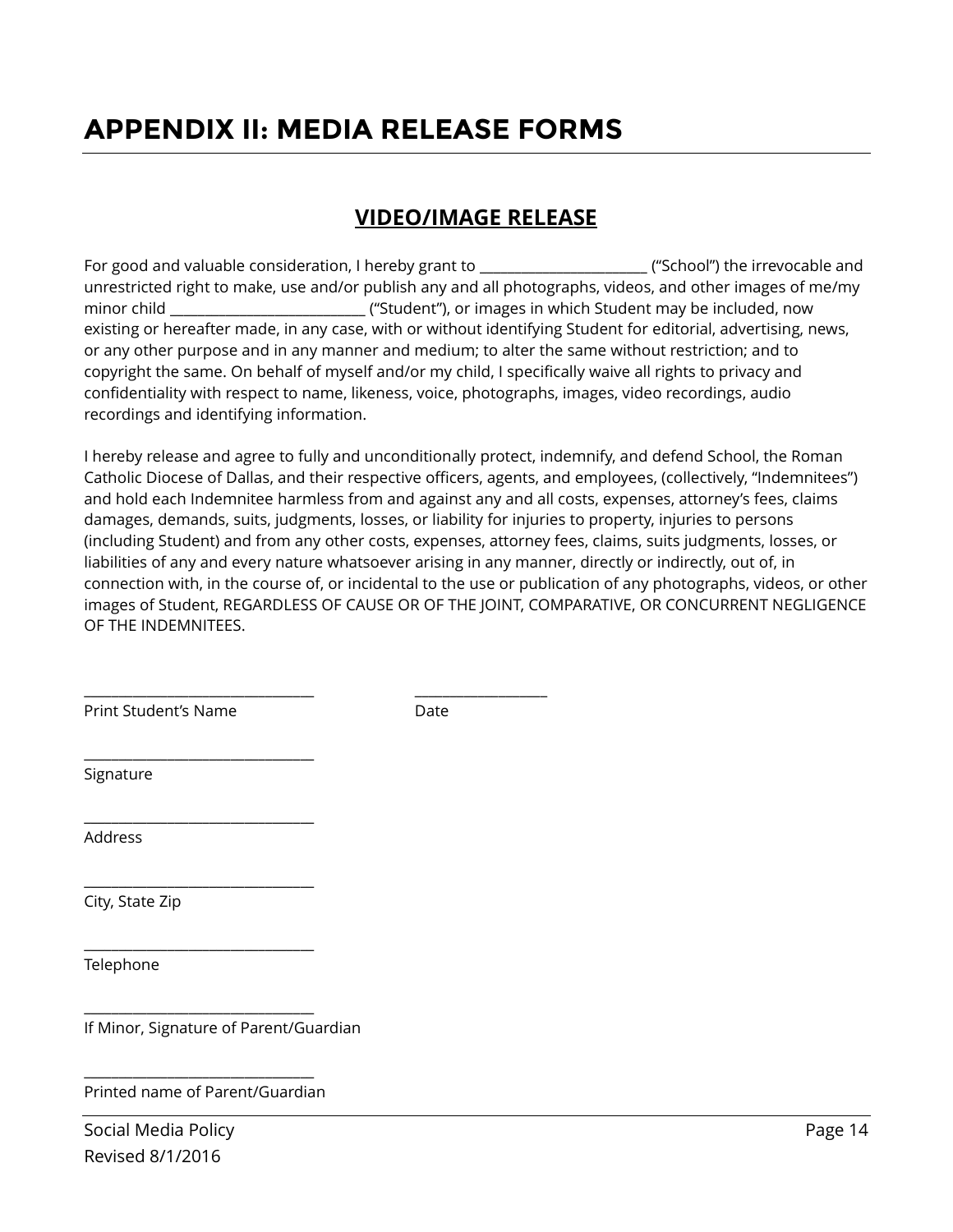// APPENDIX II: MEDIA RELEASE FORMS

## VIDEO/IMAGE RELEASE

For good and valuable consideration, I hereby grant to ________________________ ("School") the irrevocable and unrestricted right to make, use and/or publish any and all photographs, videos, and other images of me/my minor child ____________________________ ("Student"), or images in which Student may be included, now existing or hereafter made, in any case, with or without identifying Student for editorial, advertising, news, or any other purpose and in any manner and medium; to alter the same without restriction; and to copyright the same. On behalf of myself and/or my child, I specifically waive all rights to privacy and confidentiality with respect to name, likeness, voice, photographs, images, video recordings, audio recordings and identifying information.

I hereby release and agree to fully and unconditionally protect, indemnify, and defend School, the Roman Catholic Diocese of Dallas, and their respective officers, agents, and employees, (collectively, "Indemnitees") and hold each Indemnitee harmless from and against any and all costs, expenses, attorney's fees, claims damages, demands, suits, judgments, losses, or liability for injuries to property, injuries to persons (including Student) and from any other costs, expenses, attorney fees, claims, suits judgments, losses, or liabilities of any and every nature whatsoever arising in any manner, directly or indirectly, out of, in connection with, in the course of, or incidental to the use or publication of any photographs, videos, or other images of Student, REGARDLESS OF CAUSE OR OF THE JOINT, COMPARATIVE, OR CONCURRENT NEGLIGENCE OF THE INDEMNITEES.

________________________________ ___________________
Print Student's Name Date

________________________________
Signature

________________________________
Address

________________________________
City, State Zip

________________________________
Telephone

________________________________
If Minor, Signature of Parent/Guardian

________________________________
Printed name of Parent/Guardian

# APPENDIX II: MEDIA RELEASE FORMS

## VIDEO/IMAGE RELEASE

For good and valuable consideration, I hereby grant to ________________________ ("School") the irrevocable and unrestricted right to make, use and/or publish any and all photographs, videos, and other images of me/my minor child ____________________________ ("Student"), or images in which Student may be included, now existing or hereafter made, in any case, with or without identifying Student for editorial, advertising, news, or any other purpose and in any manner and medium; to alter the same without restriction; and to copyright the same. On behalf of myself and/or my child, I specifically waive all rights to privacy and confidentiality with respect to name, likeness, voice, photographs, images, video recordings, audio recordings and identifying information.

I hereby release and agree to fully and unconditionally protect, indemnify, and defend School, the Roman Catholic Diocese of Dallas, and their respective officers, agents, and employees, (collectively, "Indemnitees") and hold each Indemnitee harmless from and against any and all costs, expenses, attorney's fees, claims damages, demands, suits, judgments, losses, or liability for injuries to property, injuries to persons (including Student) and from any other costs, expenses, attorney fees, claims, suits judgments, losses, or liabilities of any and every nature whatsoever arising in any manner, directly or indirectly, out of, in connection with, in the course of, or incidental to the use or publication of any photographs, videos, or other images of Student, REGARDLESS OF CAUSE OR OF THE JOINT, COMPARATIVE, OR CONCURRENT NEGLIGENCE OF THE INDEMNITEES.

________________________________ ___________________
Print Student's Name Date

________________________________
Signature

________________________________
Address

________________________________
City, State Zip

________________________________
Telephone

________________________________
If Minor, Signature of Parent/Guardian

________________________________
Printed name of Parent/Guardian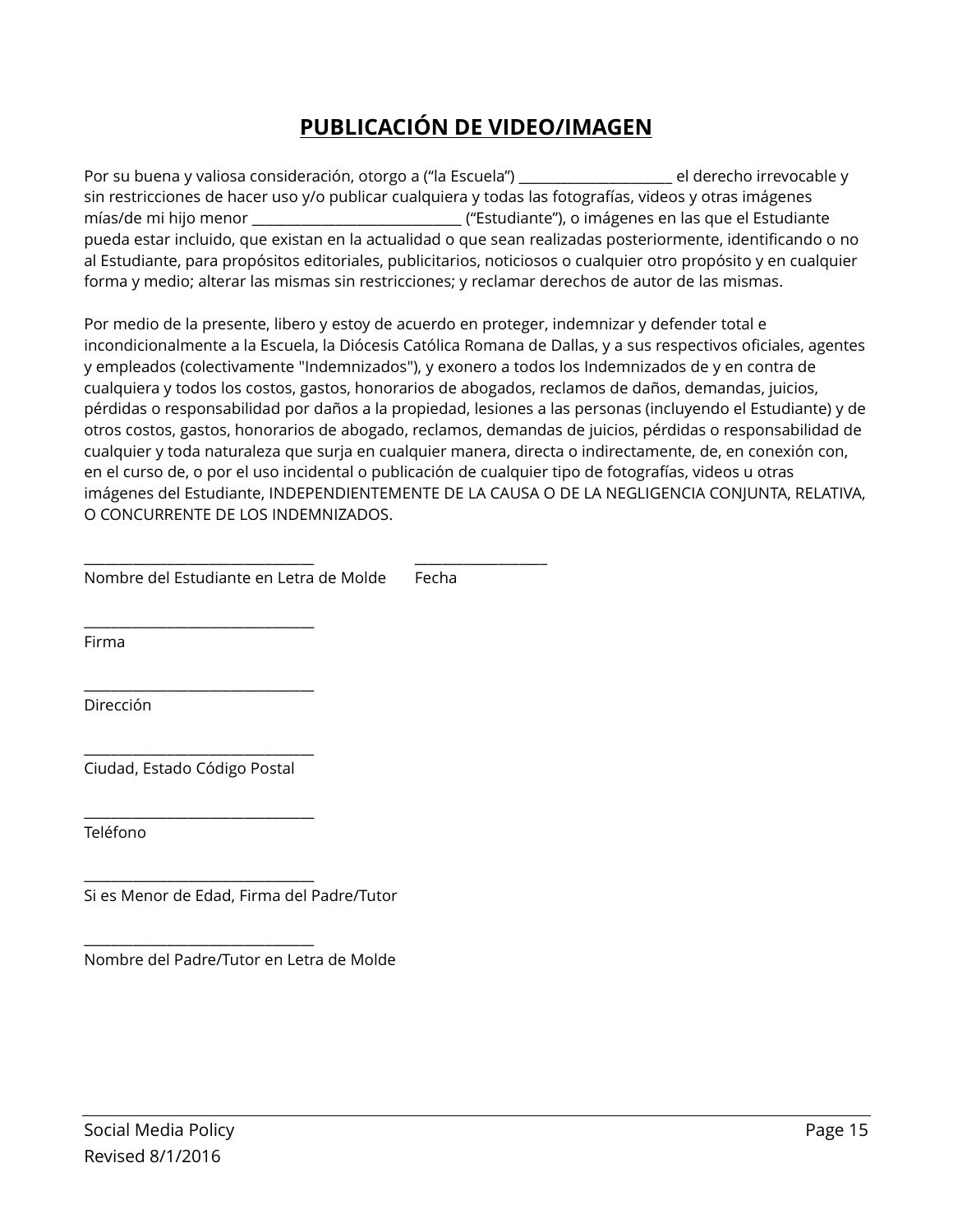# PUBLICACIÓN DE VIDEO/IMAGEN

Por su buena y valiosa consideración, otorgo a (“la Escuela”) ______________________ el derecho irrevocable y sin restricciones de hacer uso y/o publicar cualquiera y todas las fotografías, videos y otras imágenes mías/de mi hijo menor ______________________________ (“Estudiante”), o imágenes en las que el Estudiante pueda estar incluido, que existan en la actualidad o que sean realizadas posteriormente, identificando o no al Estudiante, para propósitos editoriales, publicitarios, noticiosos o cualquier otro propósito y en cualquier forma y medio; alterar las mismas sin restricciones; y reclamar derechos de autor de las mismas.

Por medio de la presente, libero y estoy de acuerdo en proteger, indemnizar y defender total e incondicionalmente a la Escuela, la Diócesis Católica Romana de Dallas, y a sus respectivos oficiales, agentes y empleados (colectivamente "Indemnizados"), y exonero a todos los Indemnizados de y en contra de cualquiera y todos los costos, gastos, honorarios de abogados, reclamos de daños, demandas, juicios, pérdidas o responsabilidad por daños a la propiedad, lesiones a las personas (incluyendo el Estudiante) y de otros costos, gastos, honorarios de abogado, reclamos, demandas de juicios, pérdidas o responsabilidad de cualquier y toda naturaleza que surja en cualquier manera, directa o indirectamente, de, en conexión con, en el curso de, o por el uso incidental o publicación de cualquier tipo de fotografías, videos u otras imágenes del Estudiante, INDEPENDIENTEMENTE DE LA CAUSA O DE LA NEGLIGENCIA CONJUNTA, RELATIVA, O CONCURRENTE DE LOS INDEMNIZADOS.

________________________________ ___________________
Nombre del Estudiante en Letra de Molde Fecha

________________________________
Firma

________________________________
Dirección

________________________________
Ciudad, Estado Código Postal

________________________________
Teléfono

________________________________
Si es Menor de Edad, Firma del Padre/Tutor

________________________________
Nombre del Padre/Tutor en Letra de Molde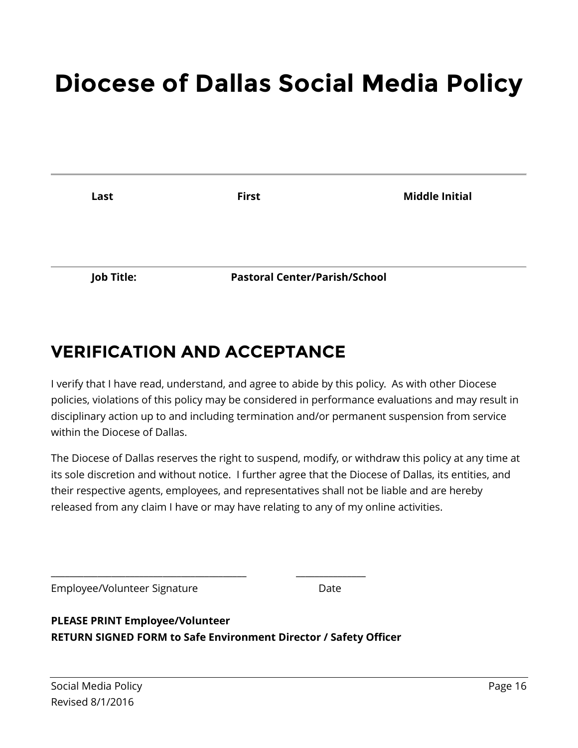# Diocese of Dallas Social Media Policy

| | | |
|---|---|---|
| **Last** | **First** | **Middle Initial** |

| | |
|---|---|
| **Job Title:** | **Pastoral Center/Parish/School** |

## VERIFICATION AND ACCEPTANCE

I verify that I have read, understand, and agree to abide by this policy. As with other Diocese policies, violations of this policy may be considered in performance evaluations and may result in disciplinary action up to and including termination and/or permanent suspension from service within the Diocese of Dallas.

The Diocese of Dallas reserves the right to suspend, modify, or withdraw this policy at any time at its sole discretion and without notice. I further agree that the Diocese of Dallas, its entities, and their respective agents, employees, and representatives shall not be liable and are hereby released from any claim I have or may have relating to any of my online activities.

_______________________________________ ______________

Employee/Volunteer Signature Date

**PLEASE PRINT Employee/Volunteer**
**RETURN SIGNED FORM to Safe Environment Director / Safety Officer**

Social Media Policy
Revised 8/1/2016